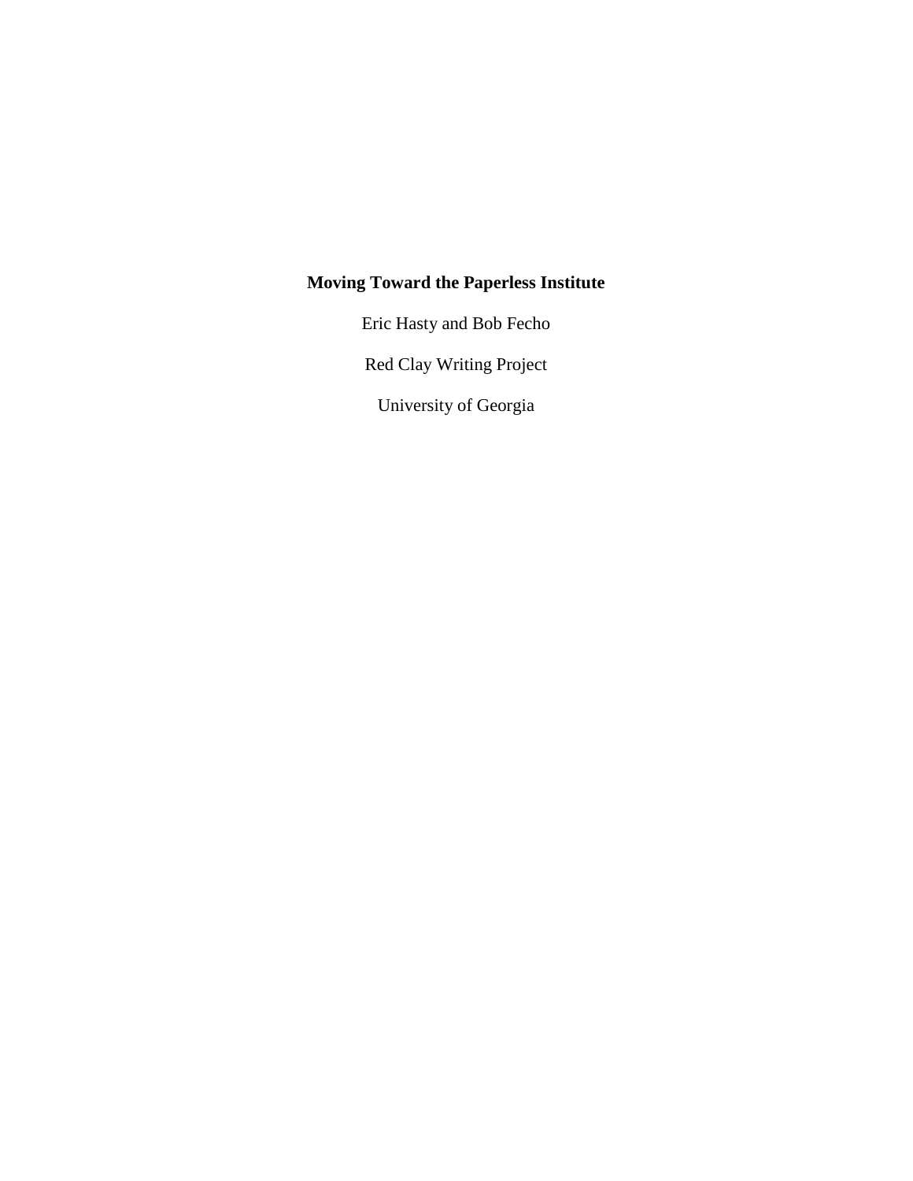# Moving Toward the Paperless Institute

Eric Hasty and Bob Fecho

Red Clay Writing Project

University of Georgia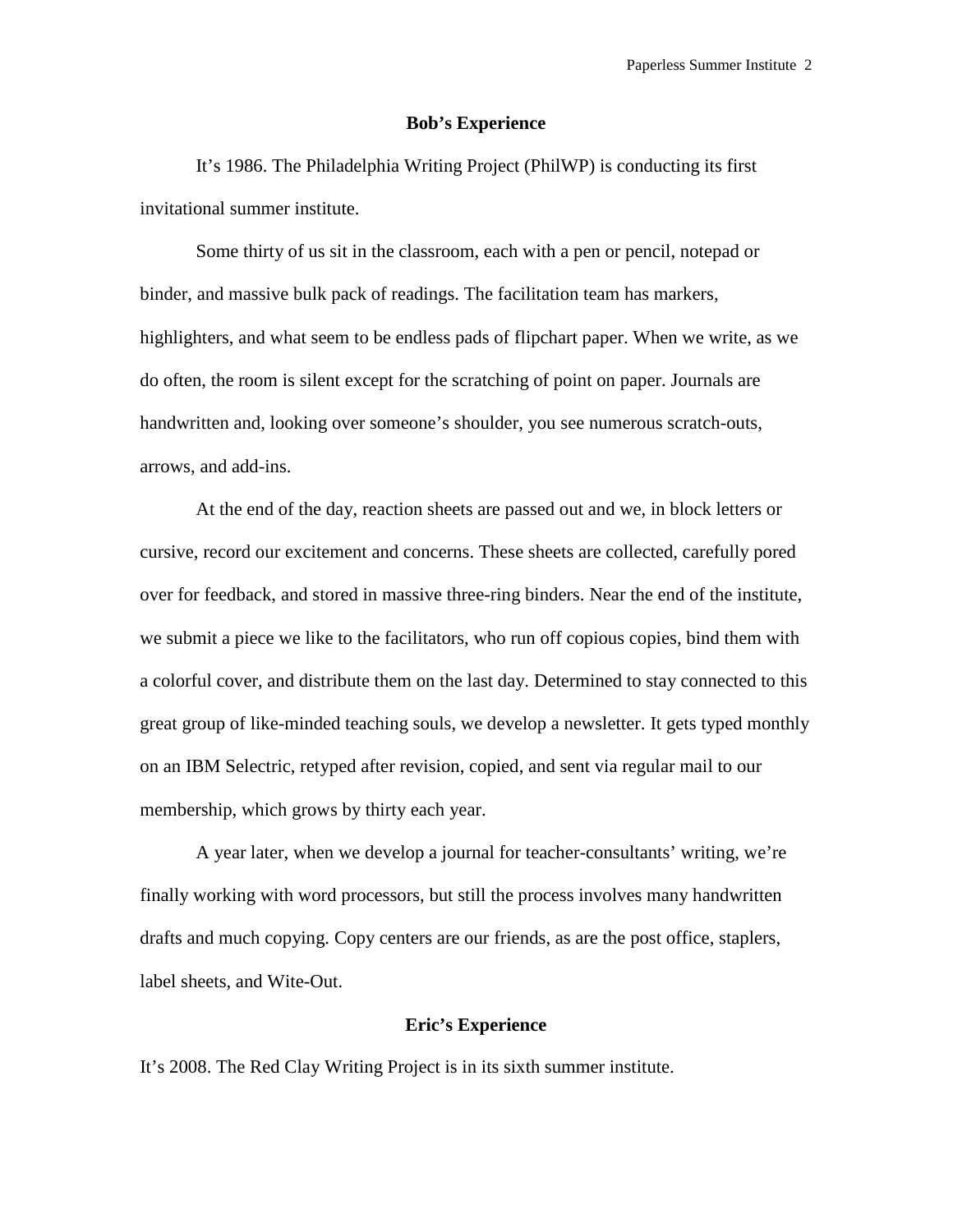## Bob's Experience

It's 1986. The Philadelphia Writing Project (PhilWP) is conducting its first invitational summer institute.

Some thirty of us sit in the classroom, each with a pen or pencil, notepad or binder, and massive bulk pack of readings. The facilitation team has markers, highlighters, and what seem to be endless pads of flipchart paper. When we write, as we do often, the room is silent except for the scratching of point on paper. Journals are handwritten and, looking over someone's shoulder, you see numerous scratch-outs, arrows, and add-ins.

At the end of the day, reaction sheets are passed out and we, in block letters or cursive, record our excitement and concerns. These sheets are collected, carefully pored over for feedback, and stored in massive three-ring binders. Near the end of the institute, we submit a piece we like to the facilitators, who run off copious copies, bind them with a colorful cover, and distribute them on the last day. Determined to stay connected to this great group of like-minded teaching souls, we develop a newsletter. It gets typed monthly on an IBM Selectric, retyped after revision, copied, and sent via regular mail to our membership, which grows by thirty each year.

A year later, when we develop a journal for teacher-consultants' writing, we're finally working with word processors, but still the process involves many handwritten drafts and much copying. Copy centers are our friends, as are the post office, staplers, label sheets, and Wite-Out.

## Eric's Experience

It's 2008. The Red Clay Writing Project is in its sixth summer institute.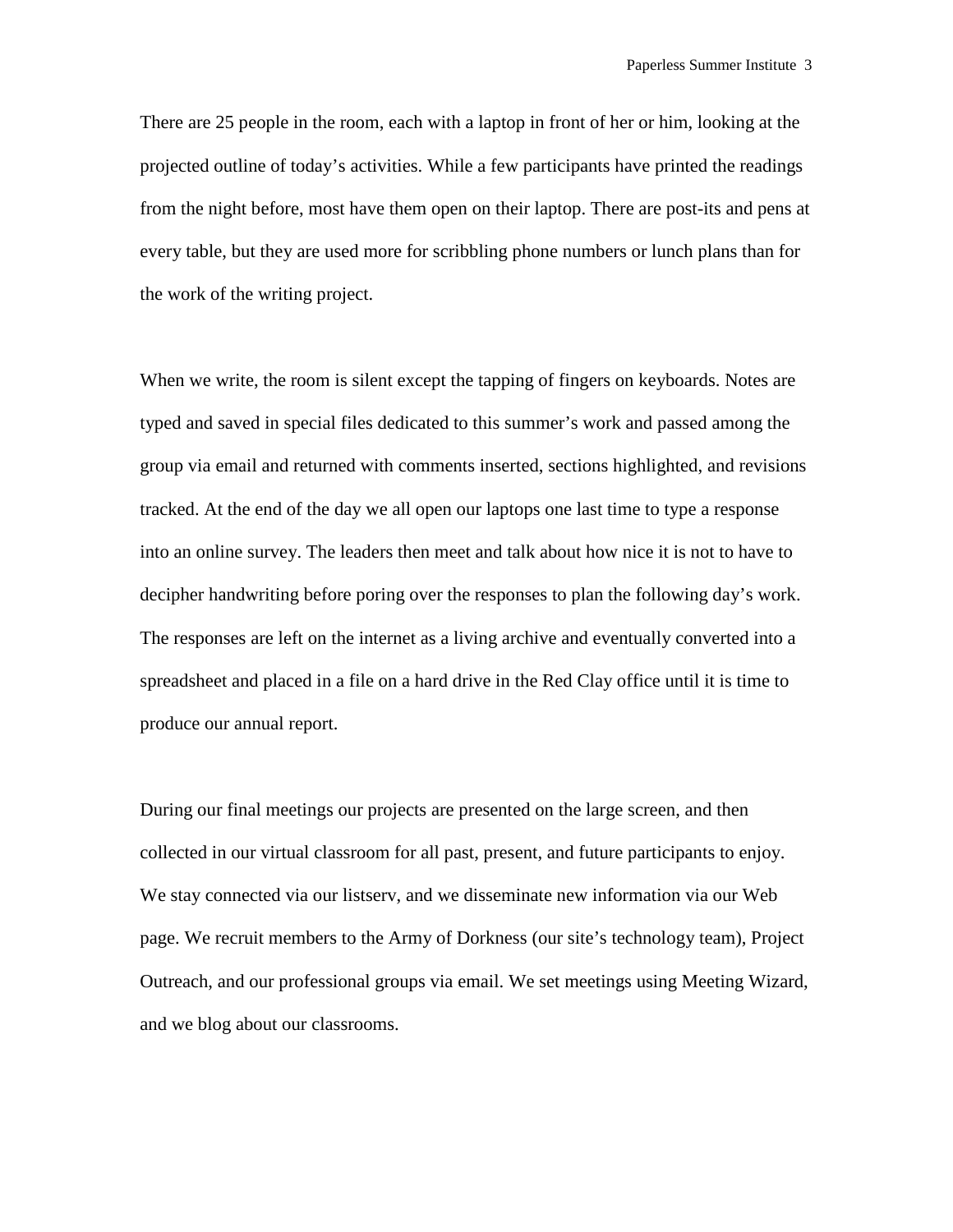There are 25 people in the room, each with a laptop in front of her or him, looking at the projected outline of today's activities. While a few participants have printed the readings from the night before, most have them open on their laptop. There are post-its and pens at every table, but they are used more for scribbling phone numbers or lunch plans than for the work of the writing project.

When we write, the room is silent except the tapping of fingers on keyboards. Notes are typed and saved in special files dedicated to this summer's work and passed among the group via email and returned with comments inserted, sections highlighted, and revisions tracked. At the end of the day we all open our laptops one last time to type a response into an online survey. The leaders then meet and talk about how nice it is not to have to decipher handwriting before poring over the responses to plan the following day's work. The responses are left on the internet as a living archive and eventually converted into a spreadsheet and placed in a file on a hard drive in the Red Clay office until it is time to produce our annual report.

During our final meetings our projects are presented on the large screen, and then collected in our virtual classroom for all past, present, and future participants to enjoy. We stay connected via our listserv, and we disseminate new information via our Web page. We recruit members to the Army of Dorkness (our site's technology team), Project Outreach, and our professional groups via email. We set meetings using Meeting Wizard, and we blog about our classrooms.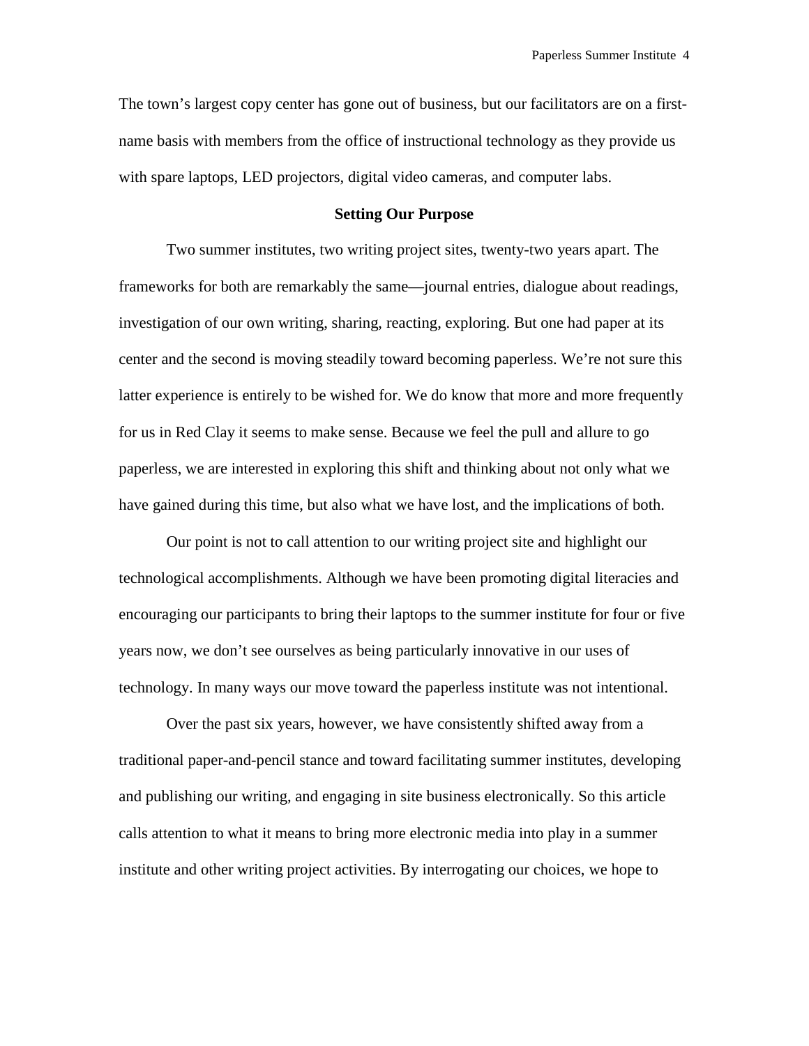The town's largest copy center has gone out of business, but our facilitators are on a first-name basis with members from the office of instructional technology as they provide us with spare laptops, LED projectors, digital video cameras, and computer labs.

## Setting Our Purpose

Two summer institutes, two writing project sites, twenty-two years apart. The frameworks for both are remarkably the same—journal entries, dialogue about readings, investigation of our own writing, sharing, reacting, exploring. But one had paper at its center and the second is moving steadily toward becoming paperless. We're not sure this latter experience is entirely to be wished for. We do know that more and more frequently for us in Red Clay it seems to make sense. Because we feel the pull and allure to go paperless, we are interested in exploring this shift and thinking about not only what we have gained during this time, but also what we have lost, and the implications of both.

Our point is not to call attention to our writing project site and highlight our technological accomplishments. Although we have been promoting digital literacies and encouraging our participants to bring their laptops to the summer institute for four or five years now, we don't see ourselves as being particularly innovative in our uses of technology. In many ways our move toward the paperless institute was not intentional.

Over the past six years, however, we have consistently shifted away from a traditional paper-and-pencil stance and toward facilitating summer institutes, developing and publishing our writing, and engaging in site business electronically. So this article calls attention to what it means to bring more electronic media into play in a summer institute and other writing project activities. By interrogating our choices, we hope to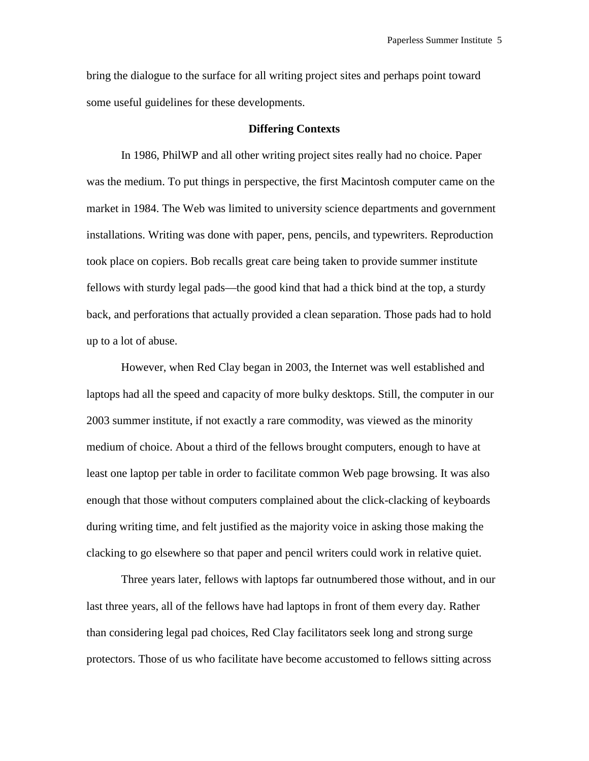bring the dialogue to the surface for all writing project sites and perhaps point toward some useful guidelines for these developments.

## Differing Contexts

In 1986, PhilWP and all other writing project sites really had no choice. Paper was the medium. To put things in perspective, the first Macintosh computer came on the market in 1984. The Web was limited to university science departments and government installations. Writing was done with paper, pens, pencils, and typewriters. Reproduction took place on copiers. Bob recalls great care being taken to provide summer institute fellows with sturdy legal pads—the good kind that had a thick bind at the top, a sturdy back, and perforations that actually provided a clean separation. Those pads had to hold up to a lot of abuse.

However, when Red Clay began in 2003, the Internet was well established and laptops had all the speed and capacity of more bulky desktops. Still, the computer in our 2003 summer institute, if not exactly a rare commodity, was viewed as the minority medium of choice. About a third of the fellows brought computers, enough to have at least one laptop per table in order to facilitate common Web page browsing. It was also enough that those without computers complained about the click-clacking of keyboards during writing time, and felt justified as the majority voice in asking those making the clacking to go elsewhere so that paper and pencil writers could work in relative quiet.

Three years later, fellows with laptops far outnumbered those without, and in our last three years, all of the fellows have had laptops in front of them every day. Rather than considering legal pad choices, Red Clay facilitators seek long and strong surge protectors. Those of us who facilitate have become accustomed to fellows sitting across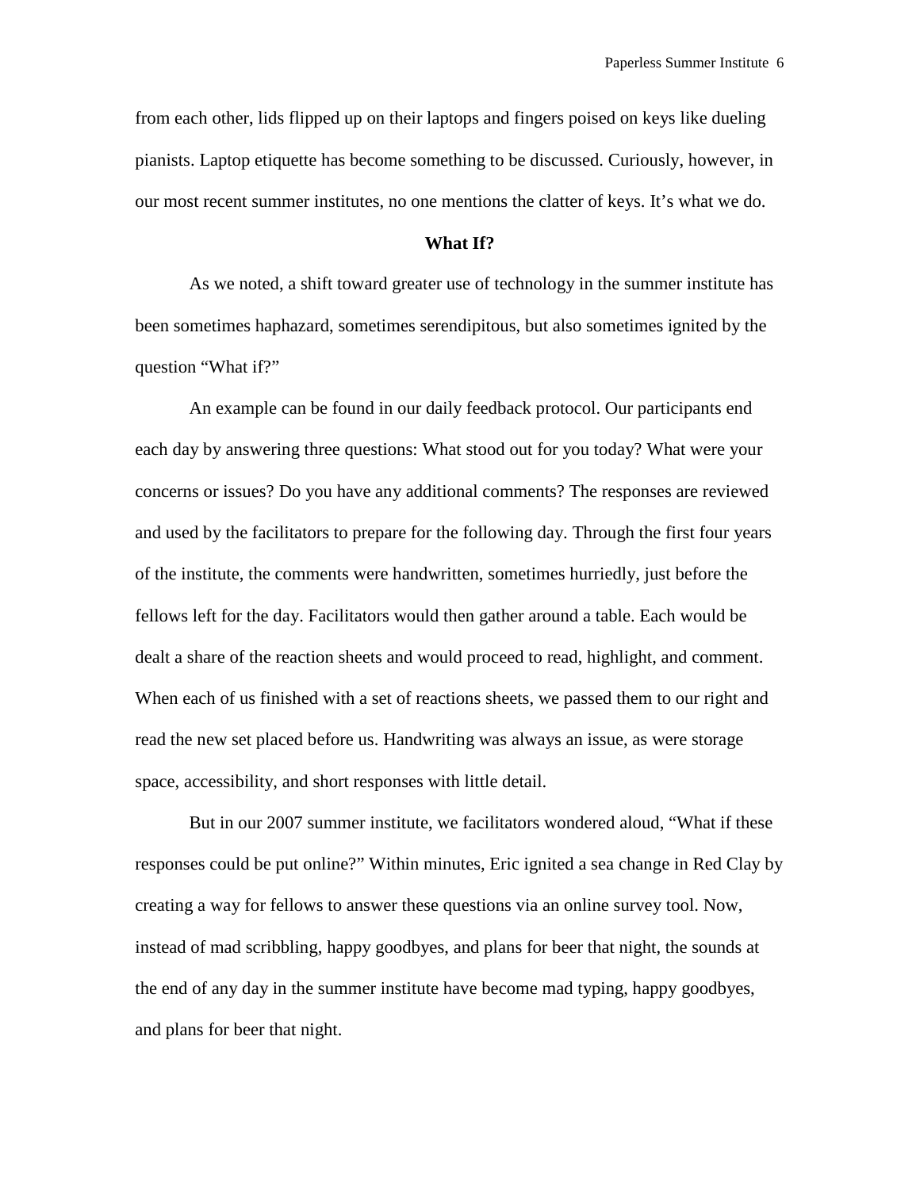from each other, lids flipped up on their laptops and fingers poised on keys like dueling pianists. Laptop etiquette has become something to be discussed. Curiously, however, in our most recent summer institutes, no one mentions the clatter of keys. It's what we do.

## What If?

As we noted, a shift toward greater use of technology in the summer institute has been sometimes haphazard, sometimes serendipitous, but also sometimes ignited by the question "What if?"

An example can be found in our daily feedback protocol. Our participants end each day by answering three questions: What stood out for you today? What were your concerns or issues? Do you have any additional comments? The responses are reviewed and used by the facilitators to prepare for the following day. Through the first four years of the institute, the comments were handwritten, sometimes hurriedly, just before the fellows left for the day. Facilitators would then gather around a table. Each would be dealt a share of the reaction sheets and would proceed to read, highlight, and comment. When each of us finished with a set of reactions sheets, we passed them to our right and read the new set placed before us. Handwriting was always an issue, as were storage space, accessibility, and short responses with little detail.

But in our 2007 summer institute, we facilitators wondered aloud, "What if these responses could be put online?" Within minutes, Eric ignited a sea change in Red Clay by creating a way for fellows to answer these questions via an online survey tool. Now, instead of mad scribbling, happy goodbyes, and plans for beer that night, the sounds at the end of any day in the summer institute have become mad typing, happy goodbyes, and plans for beer that night.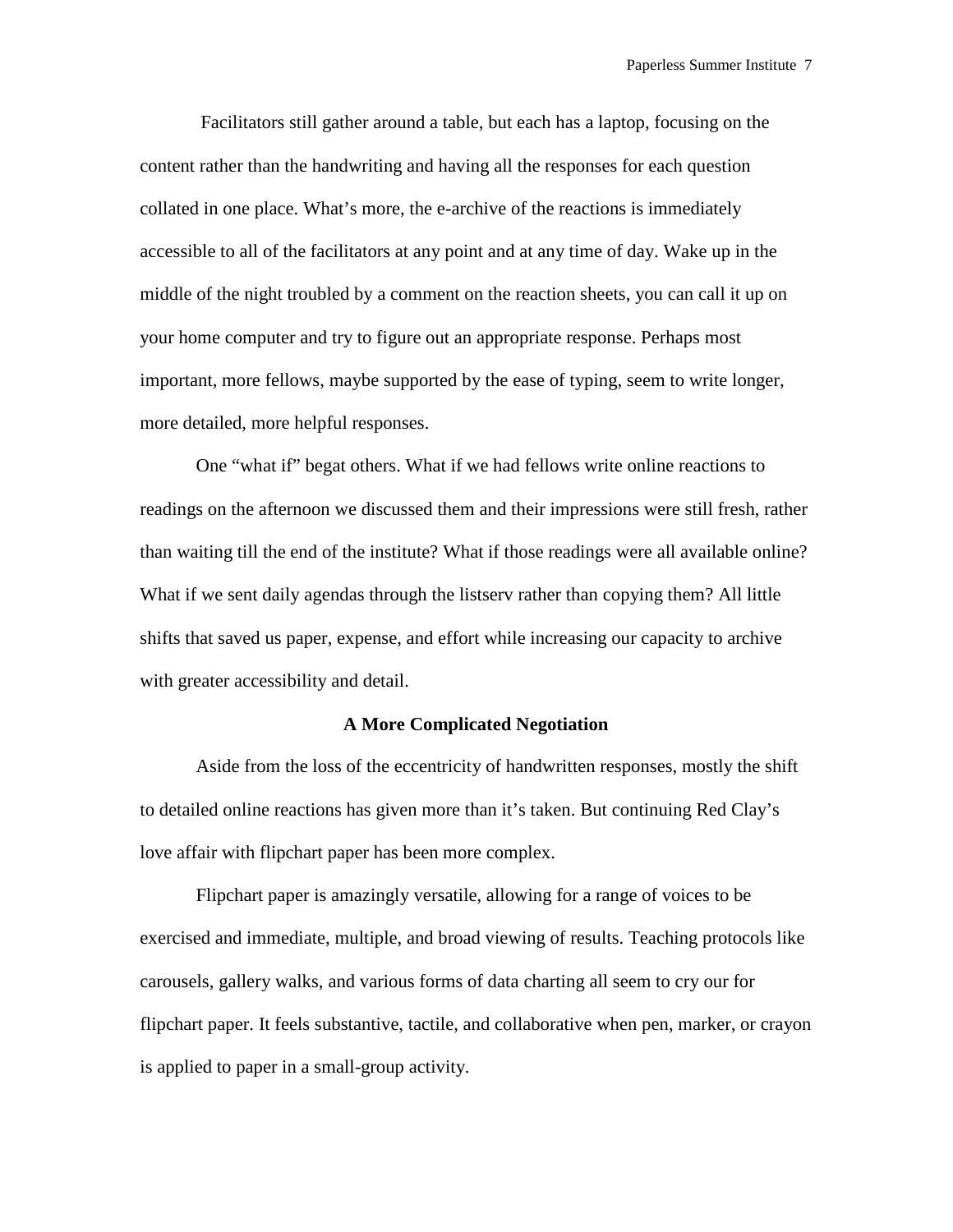Facilitators still gather around a table, but each has a laptop, focusing on the content rather than the handwriting and having all the responses for each question collated in one place. What's more, the e-archive of the reactions is immediately accessible to all of the facilitators at any point and at any time of day. Wake up in the middle of the night troubled by a comment on the reaction sheets, you can call it up on your home computer and try to figure out an appropriate response. Perhaps most important, more fellows, maybe supported by the ease of typing, seem to write longer, more detailed, more helpful responses.

One "what if" begat others. What if we had fellows write online reactions to readings on the afternoon we discussed them and their impressions were still fresh, rather than waiting till the end of the institute? What if those readings were all available online? What if we sent daily agendas through the listserv rather than copying them? All little shifts that saved us paper, expense, and effort while increasing our capacity to archive with greater accessibility and detail.

## A More Complicated Negotiation

Aside from the loss of the eccentricity of handwritten responses, mostly the shift to detailed online reactions has given more than it's taken. But continuing Red Clay's love affair with flipchart paper has been more complex.

Flipchart paper is amazingly versatile, allowing for a range of voices to be exercised and immediate, multiple, and broad viewing of results. Teaching protocols like carousels, gallery walks, and various forms of data charting all seem to cry our for flipchart paper. It feels substantive, tactile, and collaborative when pen, marker, or crayon is applied to paper in a small-group activity.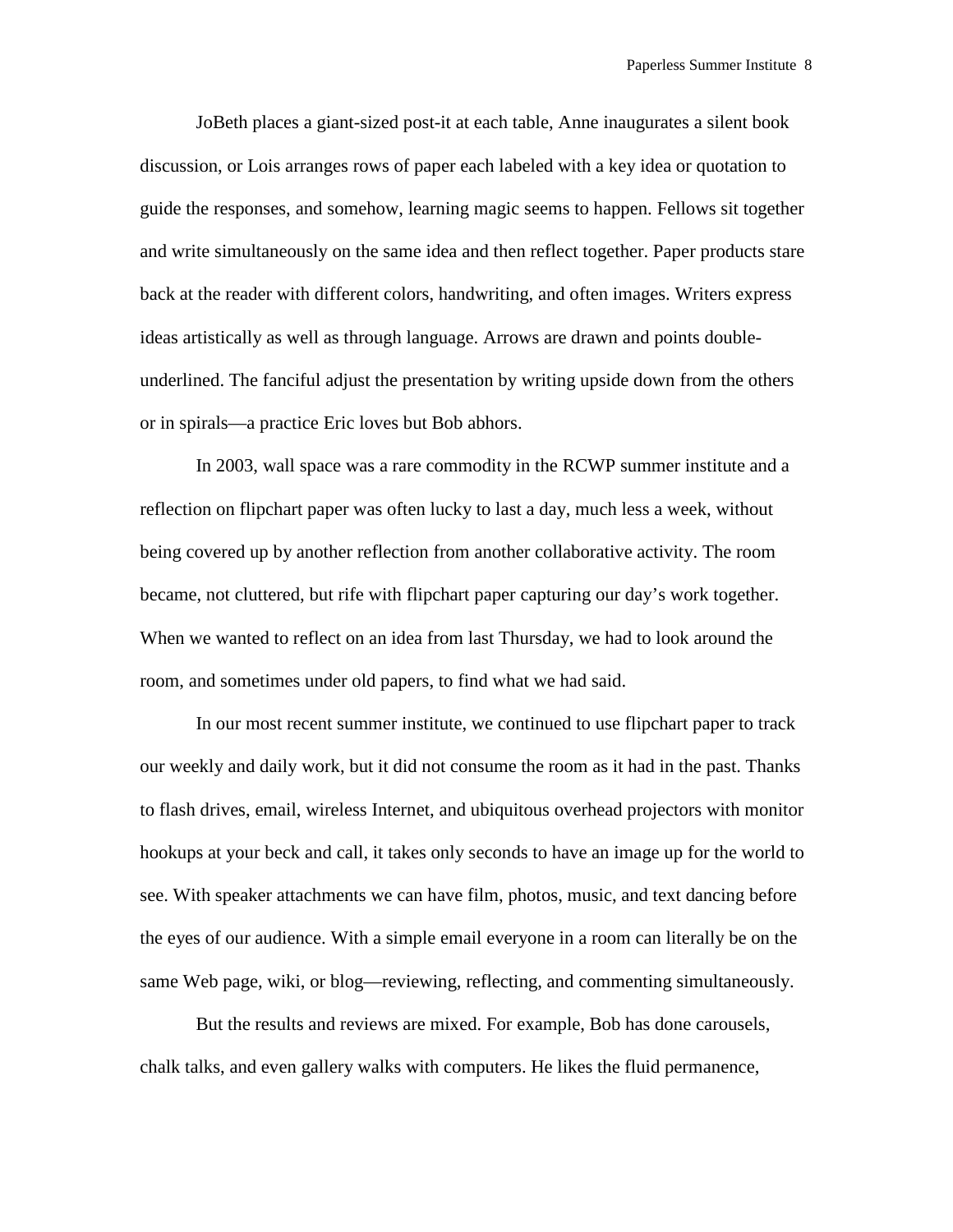JoBeth places a giant-sized post-it at each table, Anne inaugurates a silent book discussion, or Lois arranges rows of paper each labeled with a key idea or quotation to guide the responses, and somehow, learning magic seems to happen. Fellows sit together and write simultaneously on the same idea and then reflect together. Paper products stare back at the reader with different colors, handwriting, and often images. Writers express ideas artistically as well as through language. Arrows are drawn and points double-underlined. The fanciful adjust the presentation by writing upside down from the others or in spirals—a practice Eric loves but Bob abhors.

In 2003, wall space was a rare commodity in the RCWP summer institute and a reflection on flipchart paper was often lucky to last a day, much less a week, without being covered up by another reflection from another collaborative activity. The room became, not cluttered, but rife with flipchart paper capturing our day's work together. When we wanted to reflect on an idea from last Thursday, we had to look around the room, and sometimes under old papers, to find what we had said.

In our most recent summer institute, we continued to use flipchart paper to track our weekly and daily work, but it did not consume the room as it had in the past. Thanks to flash drives, email, wireless Internet, and ubiquitous overhead projectors with monitor hookups at your beck and call, it takes only seconds to have an image up for the world to see. With speaker attachments we can have film, photos, music, and text dancing before the eyes of our audience. With a simple email everyone in a room can literally be on the same Web page, wiki, or blog—reviewing, reflecting, and commenting simultaneously.

But the results and reviews are mixed. For example, Bob has done carousels, chalk talks, and even gallery walks with computers. He likes the fluid permanence,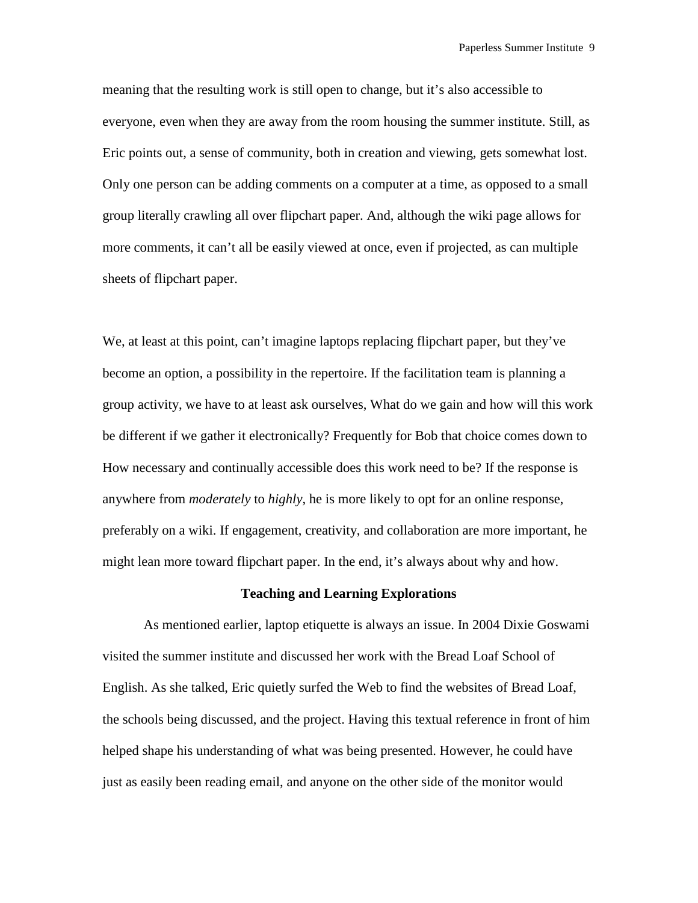meaning that the resulting work is still open to change, but it's also accessible to everyone, even when they are away from the room housing the summer institute. Still, as Eric points out, a sense of community, both in creation and viewing, gets somewhat lost. Only one person can be adding comments on a computer at a time, as opposed to a small group literally crawling all over flipchart paper. And, although the wiki page allows for more comments, it can't all be easily viewed at once, even if projected, as can multiple sheets of flipchart paper.

We, at least at this point, can't imagine laptops replacing flipchart paper, but they've become an option, a possibility in the repertoire. If the facilitation team is planning a group activity, we have to at least ask ourselves, What do we gain and how will this work be different if we gather it electronically? Frequently for Bob that choice comes down to How necessary and continually accessible does this work need to be? If the response is anywhere from *moderately* to *highly*, he is more likely to opt for an online response, preferably on a wiki. If engagement, creativity, and collaboration are more important, he might lean more toward flipchart paper. In the end, it's always about why and how.

**Teaching and Learning Explorations**

As mentioned earlier, laptop etiquette is always an issue. In 2004 Dixie Goswami visited the summer institute and discussed her work with the Bread Loaf School of English. As she talked, Eric quietly surfed the Web to find the websites of Bread Loaf, the schools being discussed, and the project. Having this textual reference in front of him helped shape his understanding of what was being presented. However, he could have just as easily been reading email, and anyone on the other side of the monitor would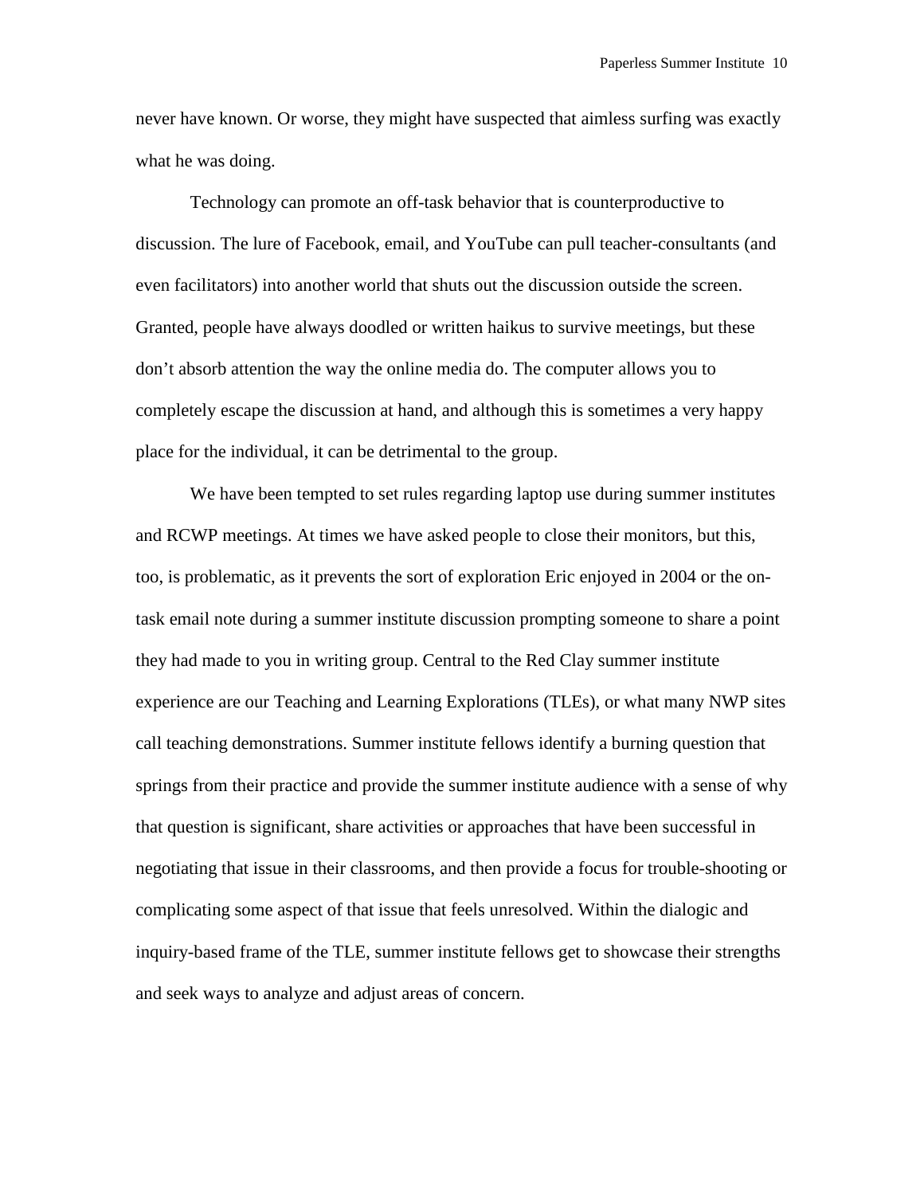never have known. Or worse, they might have suspected that aimless surfing was exactly what he was doing.

Technology can promote an off-task behavior that is counterproductive to discussion. The lure of Facebook, email, and YouTube can pull teacher-consultants (and even facilitators) into another world that shuts out the discussion outside the screen. Granted, people have always doodled or written haikus to survive meetings, but these don't absorb attention the way the online media do. The computer allows you to completely escape the discussion at hand, and although this is sometimes a very happy place for the individual, it can be detrimental to the group.

We have been tempted to set rules regarding laptop use during summer institutes and RCWP meetings. At times we have asked people to close their monitors, but this, too, is problematic, as it prevents the sort of exploration Eric enjoyed in 2004 or the on-task email note during a summer institute discussion prompting someone to share a point they had made to you in writing group. Central to the Red Clay summer institute experience are our Teaching and Learning Explorations (TLEs), or what many NWP sites call teaching demonstrations. Summer institute fellows identify a burning question that springs from their practice and provide the summer institute audience with a sense of why that question is significant, share activities or approaches that have been successful in negotiating that issue in their classrooms, and then provide a focus for trouble-shooting or complicating some aspect of that issue that feels unresolved. Within the dialogic and inquiry-based frame of the TLE, summer institute fellows get to showcase their strengths and seek ways to analyze and adjust areas of concern.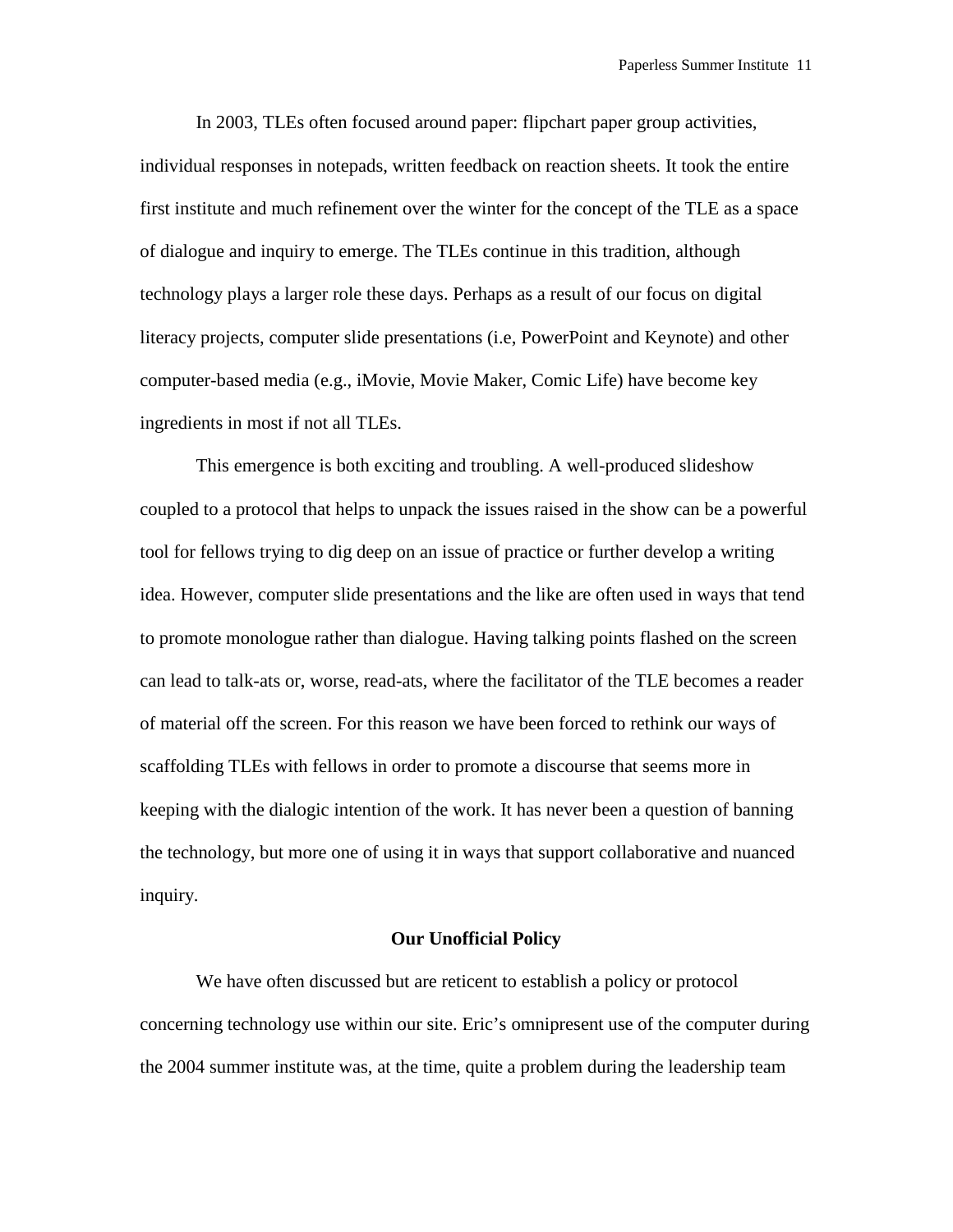In 2003, TLEs often focused around paper: flipchart paper group activities, individual responses in notepads, written feedback on reaction sheets. It took the entire first institute and much refinement over the winter for the concept of the TLE as a space of dialogue and inquiry to emerge. The TLEs continue in this tradition, although technology plays a larger role these days. Perhaps as a result of our focus on digital literacy projects, computer slide presentations (i.e, PowerPoint and Keynote) and other computer-based media (e.g., iMovie, Movie Maker, Comic Life) have become key ingredients in most if not all TLEs.

This emergence is both exciting and troubling. A well-produced slideshow coupled to a protocol that helps to unpack the issues raised in the show can be a powerful tool for fellows trying to dig deep on an issue of practice or further develop a writing idea. However, computer slide presentations and the like are often used in ways that tend to promote monologue rather than dialogue. Having talking points flashed on the screen can lead to talk-ats or, worse, read-ats, where the facilitator of the TLE becomes a reader of material off the screen. For this reason we have been forced to rethink our ways of scaffolding TLEs with fellows in order to promote a discourse that seems more in keeping with the dialogic intention of the work. It has never been a question of banning the technology, but more one of using it in ways that support collaborative and nuanced inquiry.

## Our Unofficial Policy

We have often discussed but are reticent to establish a policy or protocol concerning technology use within our site. Eric's omnipresent use of the computer during the 2004 summer institute was, at the time, quite a problem during the leadership team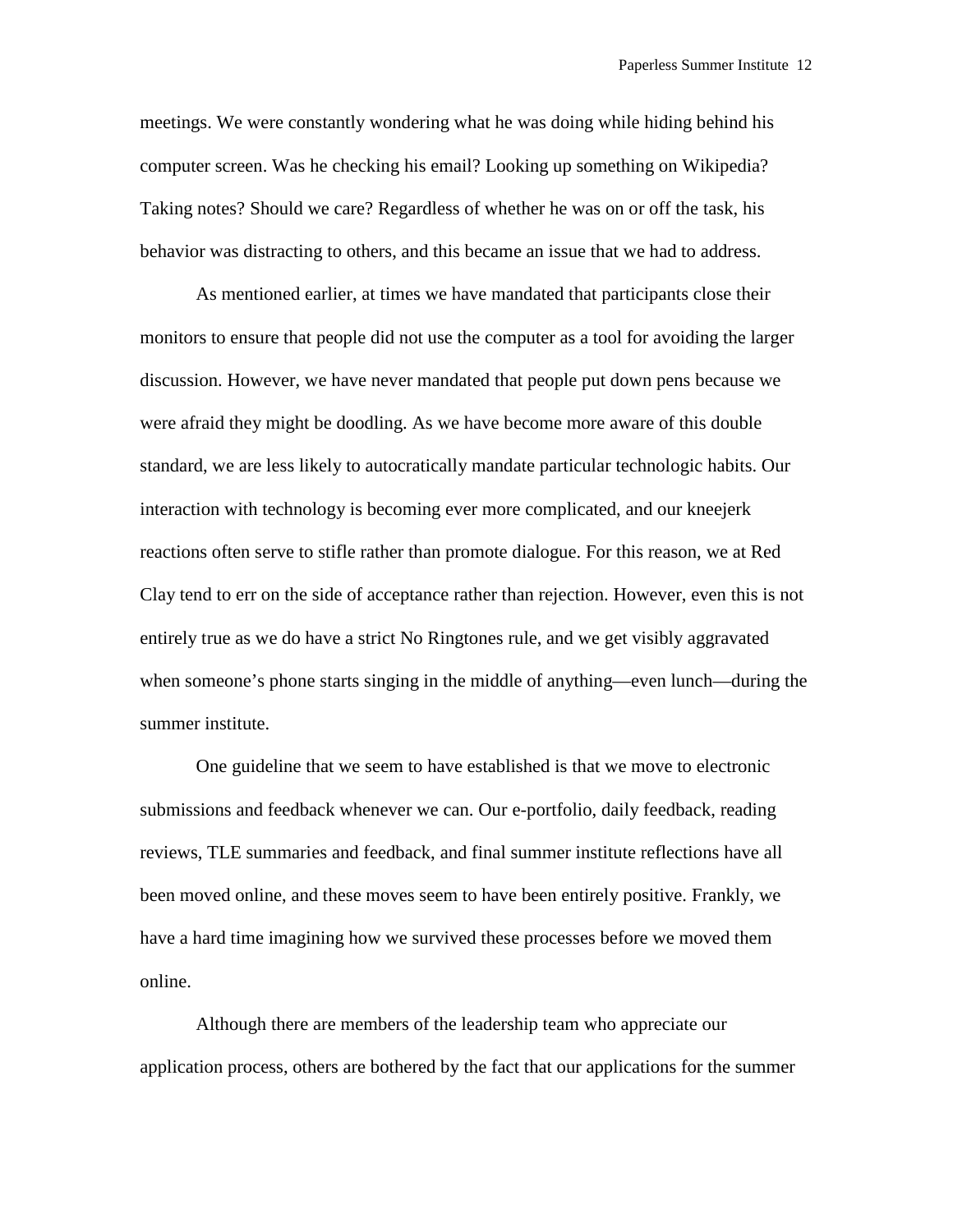meetings. We were constantly wondering what he was doing while hiding behind his computer screen. Was he checking his email? Looking up something on Wikipedia? Taking notes? Should we care? Regardless of whether he was on or off the task, his behavior was distracting to others, and this became an issue that we had to address.

As mentioned earlier, at times we have mandated that participants close their monitors to ensure that people did not use the computer as a tool for avoiding the larger discussion. However, we have never mandated that people put down pens because we were afraid they might be doodling. As we have become more aware of this double standard, we are less likely to autocratically mandate particular technologic habits. Our interaction with technology is becoming ever more complicated, and our kneejerk reactions often serve to stifle rather than promote dialogue. For this reason, we at Red Clay tend to err on the side of acceptance rather than rejection. However, even this is not entirely true as we do have a strict No Ringtones rule, and we get visibly aggravated when someone's phone starts singing in the middle of anything—even lunch—during the summer institute.

One guideline that we seem to have established is that we move to electronic submissions and feedback whenever we can. Our e-portfolio, daily feedback, reading reviews, TLE summaries and feedback, and final summer institute reflections have all been moved online, and these moves seem to have been entirely positive. Frankly, we have a hard time imagining how we survived these processes before we moved them online.

Although there are members of the leadership team who appreciate our application process, others are bothered by the fact that our applications for the summer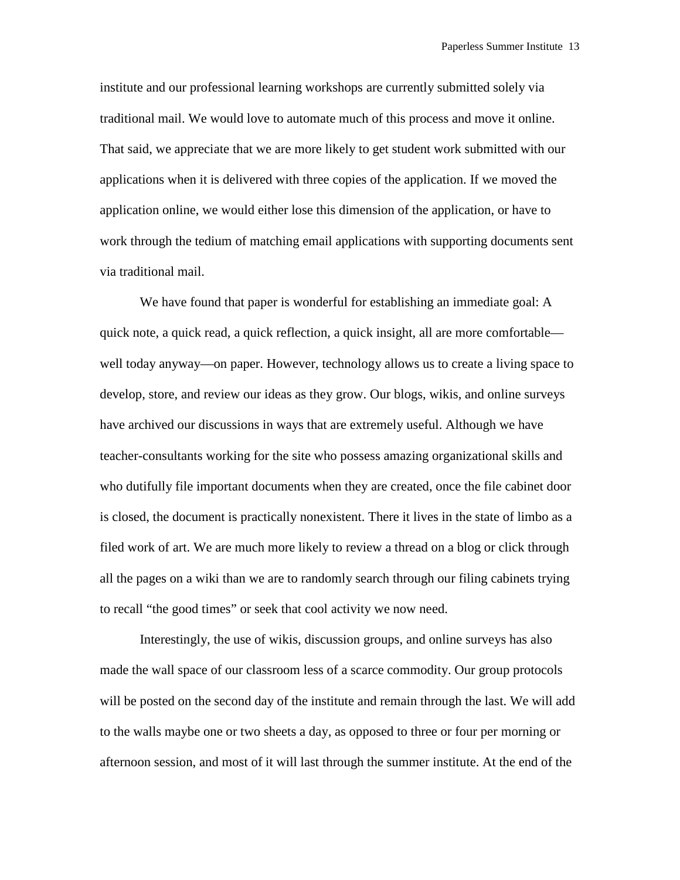institute and our professional learning workshops are currently submitted solely via traditional mail. We would love to automate much of this process and move it online. That said, we appreciate that we are more likely to get student work submitted with our applications when it is delivered with three copies of the application. If we moved the application online, we would either lose this dimension of the application, or have to work through the tedium of matching email applications with supporting documents sent via traditional mail.

We have found that paper is wonderful for establishing an immediate goal: A quick note, a quick read, a quick reflection, a quick insight, all are more comfortable—well today anyway—on paper. However, technology allows us to create a living space to develop, store, and review our ideas as they grow. Our blogs, wikis, and online surveys have archived our discussions in ways that are extremely useful. Although we have teacher-consultants working for the site who possess amazing organizational skills and who dutifully file important documents when they are created, once the file cabinet door is closed, the document is practically nonexistent. There it lives in the state of limbo as a filed work of art. We are much more likely to review a thread on a blog or click through all the pages on a wiki than we are to randomly search through our filing cabinets trying to recall "the good times" or seek that cool activity we now need.

Interestingly, the use of wikis, discussion groups, and online surveys has also made the wall space of our classroom less of a scarce commodity. Our group protocols will be posted on the second day of the institute and remain through the last. We will add to the walls maybe one or two sheets a day, as opposed to three or four per morning or afternoon session, and most of it will last through the summer institute. At the end of the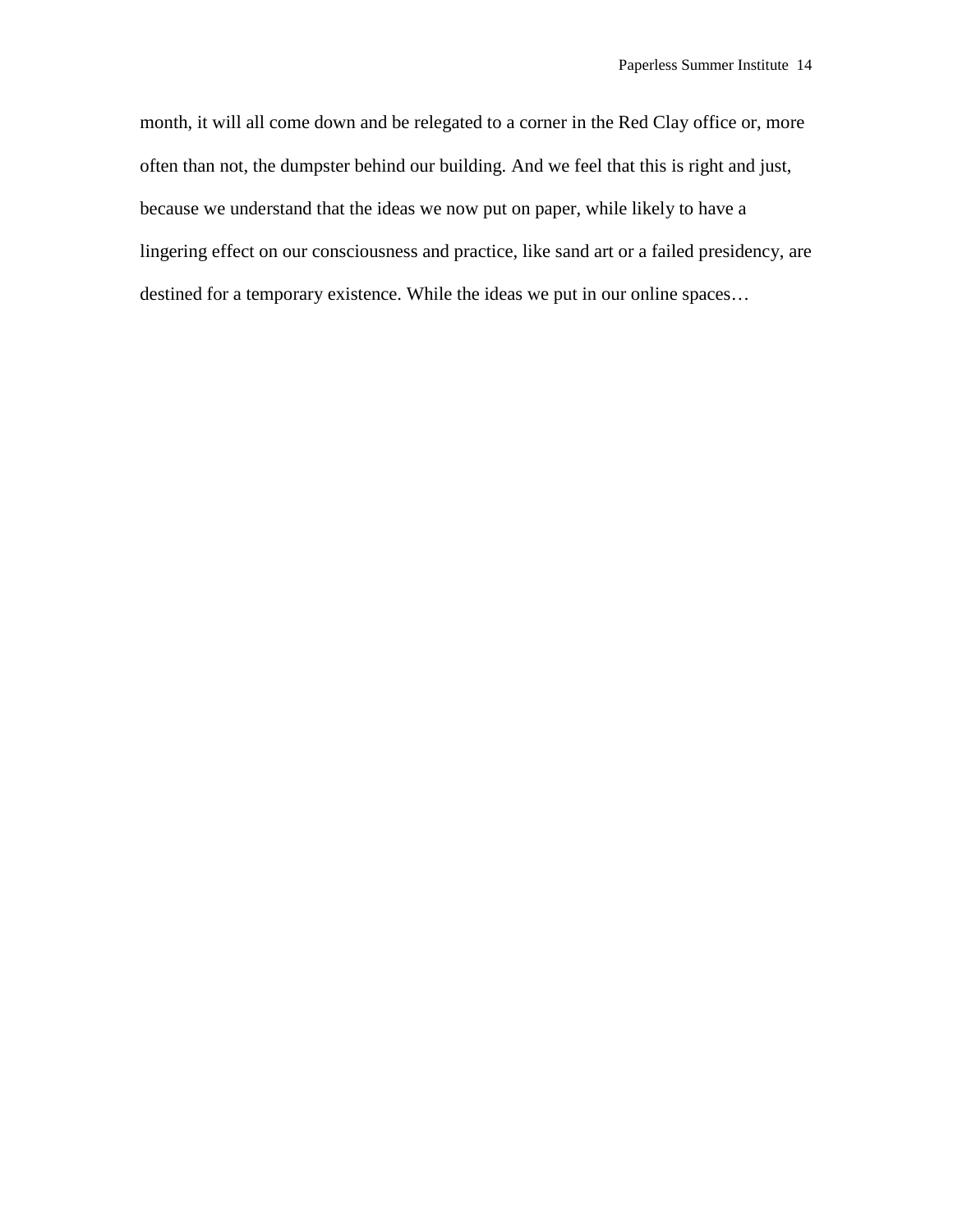month, it will all come down and be relegated to a corner in the Red Clay office or, more often than not, the dumpster behind our building. And we feel that this is right and just, because we understand that the ideas we now put on paper, while likely to have a lingering effect on our consciousness and practice, like sand art or a failed presidency, are destined for a temporary existence. While the ideas we put in our online spaces…